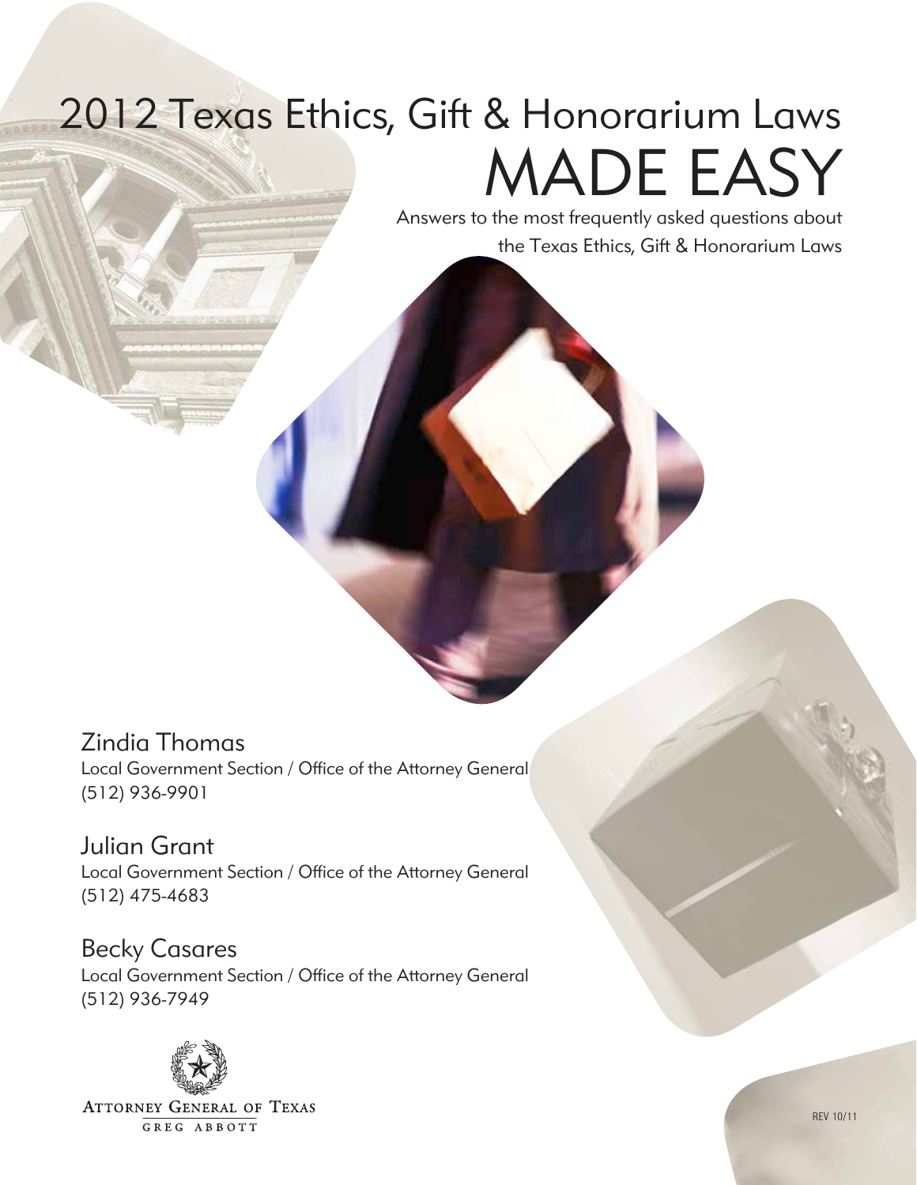# 2012 Texas Ethics, Gift & Honorarium Laws MADE EASY

Answers to the most frequently asked questions about the Texas Ethics, Gift & Honorarium Laws

Zindia Thomas
Local Government Section / Office of the Attorney General
(512) 936-9901

Julian Grant
Local Government Section / Office of the Attorney General
(512) 475-4683

Becky Casares
Local Government Section / Office of the Attorney General
(512) 936-7949

ATTORNEY GENERAL OF TEXAS
GREG ABBOTT

REV 10/11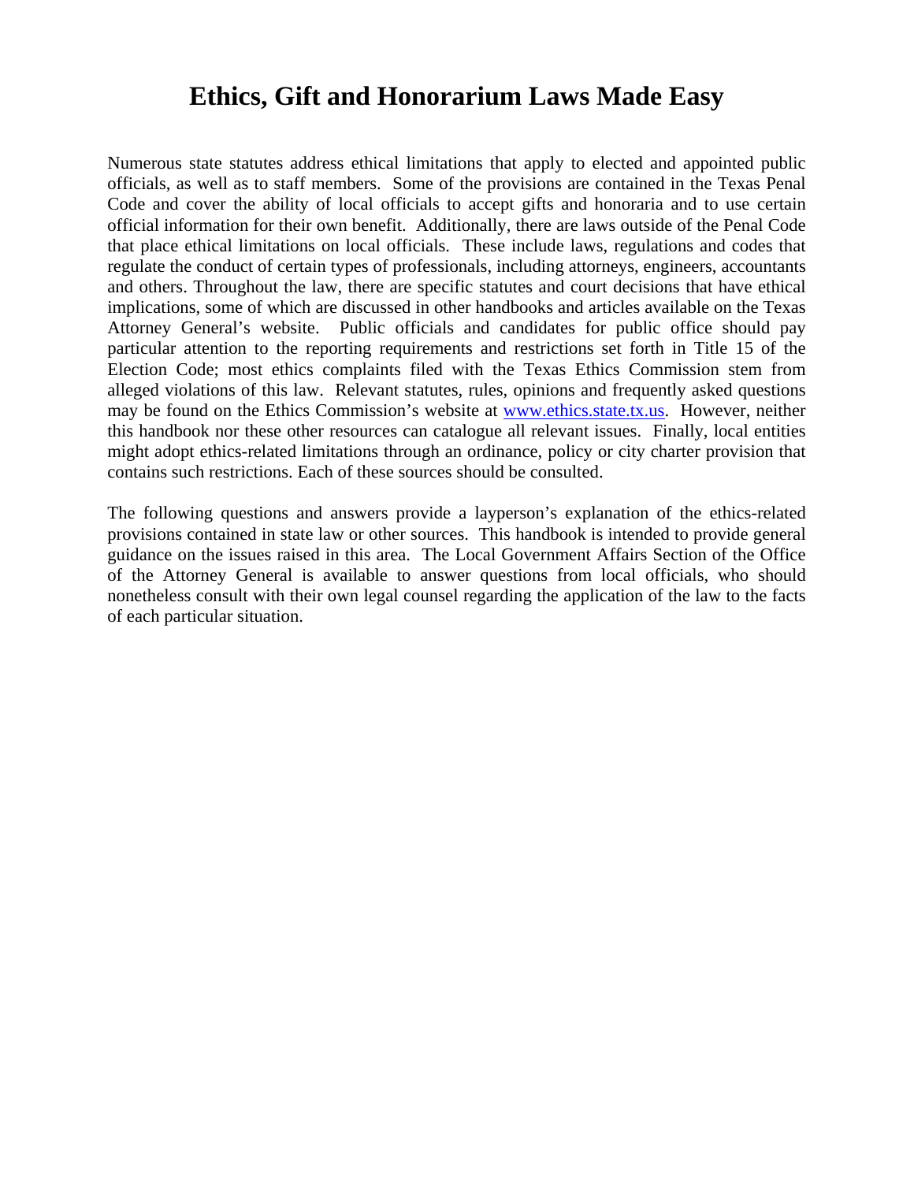# Ethics, Gift and Honorarium Laws Made Easy

Numerous state statutes address ethical limitations that apply to elected and appointed public officials, as well as to staff members. Some of the provisions are contained in the Texas Penal Code and cover the ability of local officials to accept gifts and honoraria and to use certain official information for their own benefit. Additionally, there are laws outside of the Penal Code that place ethical limitations on local officials. These include laws, regulations and codes that regulate the conduct of certain types of professionals, including attorneys, engineers, accountants and others. Throughout the law, there are specific statutes and court decisions that have ethical implications, some of which are discussed in other handbooks and articles available on the Texas Attorney General's website. Public officials and candidates for public office should pay particular attention to the reporting requirements and restrictions set forth in Title 15 of the Election Code; most ethics complaints filed with the Texas Ethics Commission stem from alleged violations of this law. Relevant statutes, rules, opinions and frequently asked questions may be found on the Ethics Commission's website at [www.ethics.state.tx.us](http://www.ethics.state.tx.us). However, neither this handbook nor these other resources can catalogue all relevant issues. Finally, local entities might adopt ethics-related limitations through an ordinance, policy or city charter provision that contains such restrictions. Each of these sources should be consulted.

The following questions and answers provide a layperson's explanation of the ethics-related provisions contained in state law or other sources. This handbook is intended to provide general guidance on the issues raised in this area. The Local Government Affairs Section of the Office of the Attorney General is available to answer questions from local officials, who should nonetheless consult with their own legal counsel regarding the application of the law to the facts of each particular situation.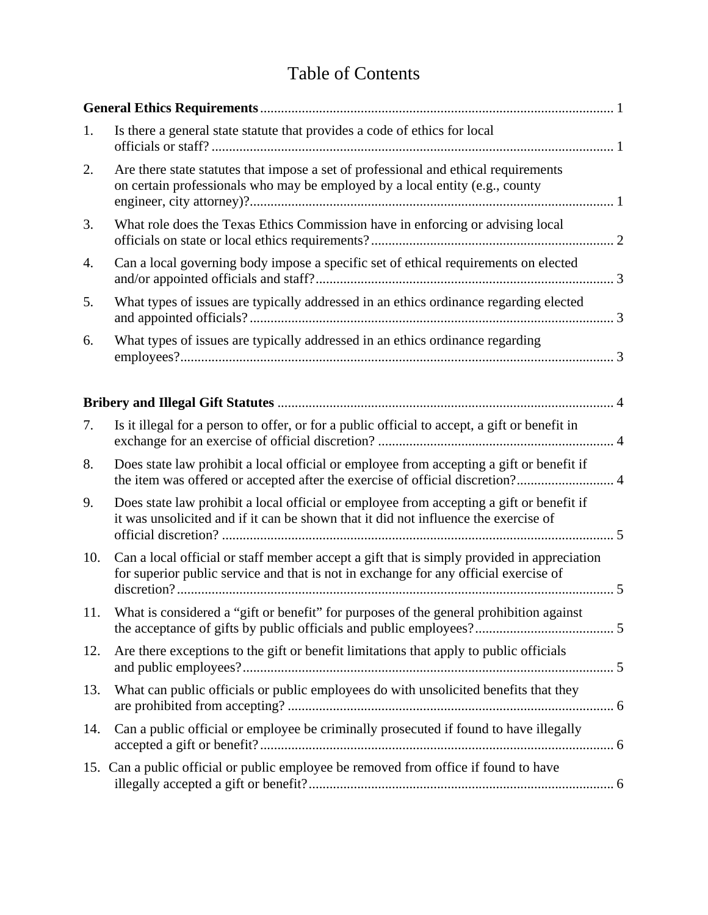# Table of Contents

**General Ethics Requirements** ..... 1

1. Is there a general state statute that provides a code of ethics for local officials or staff? ..... 1
2. Are there state statutes that impose a set of professional and ethical requirements on certain professionals who may be employed by a local entity (e.g., county engineer, city attorney)? ..... 1
3. What role does the Texas Ethics Commission have in enforcing or advising local officials on state or local ethics requirements? ..... 2
4. Can a local governing body impose a specific set of ethical requirements on elected and/or appointed officials and staff? ..... 3
5. What types of issues are typically addressed in an ethics ordinance regarding elected and appointed officials? ..... 3
6. What types of issues are typically addressed in an ethics ordinance regarding employees? ..... 3

**Bribery and Illegal Gift Statutes** ..... 4

7. Is it illegal for a person to offer, or for a public official to accept, a gift or benefit in exchange for an exercise of official discretion? ..... 4
8. Does state law prohibit a local official or employee from accepting a gift or benefit if the item was offered or accepted after the exercise of official discretion? ..... 4
9. Does state law prohibit a local official or employee from accepting a gift or benefit if it was unsolicited and if it can be shown that it did not influence the exercise of official discretion? ..... 5
10. Can a local official or staff member accept a gift that is simply provided in appreciation for superior public service and that is not in exchange for any official exercise of discretion? ..... 5
11. What is considered a "gift or benefit" for purposes of the general prohibition against the acceptance of gifts by public officials and public employees? ..... 5
12. Are there exceptions to the gift or benefit limitations that apply to public officials and public employees? ..... 5
13. What can public officials or public employees do with unsolicited benefits that they are prohibited from accepting? ..... 6
14. Can a public official or employee be criminally prosecuted if found to have illegally accepted a gift or benefit? ..... 6
15. Can a public official or public employee be removed from office if found to have illegally accepted a gift or benefit? ..... 6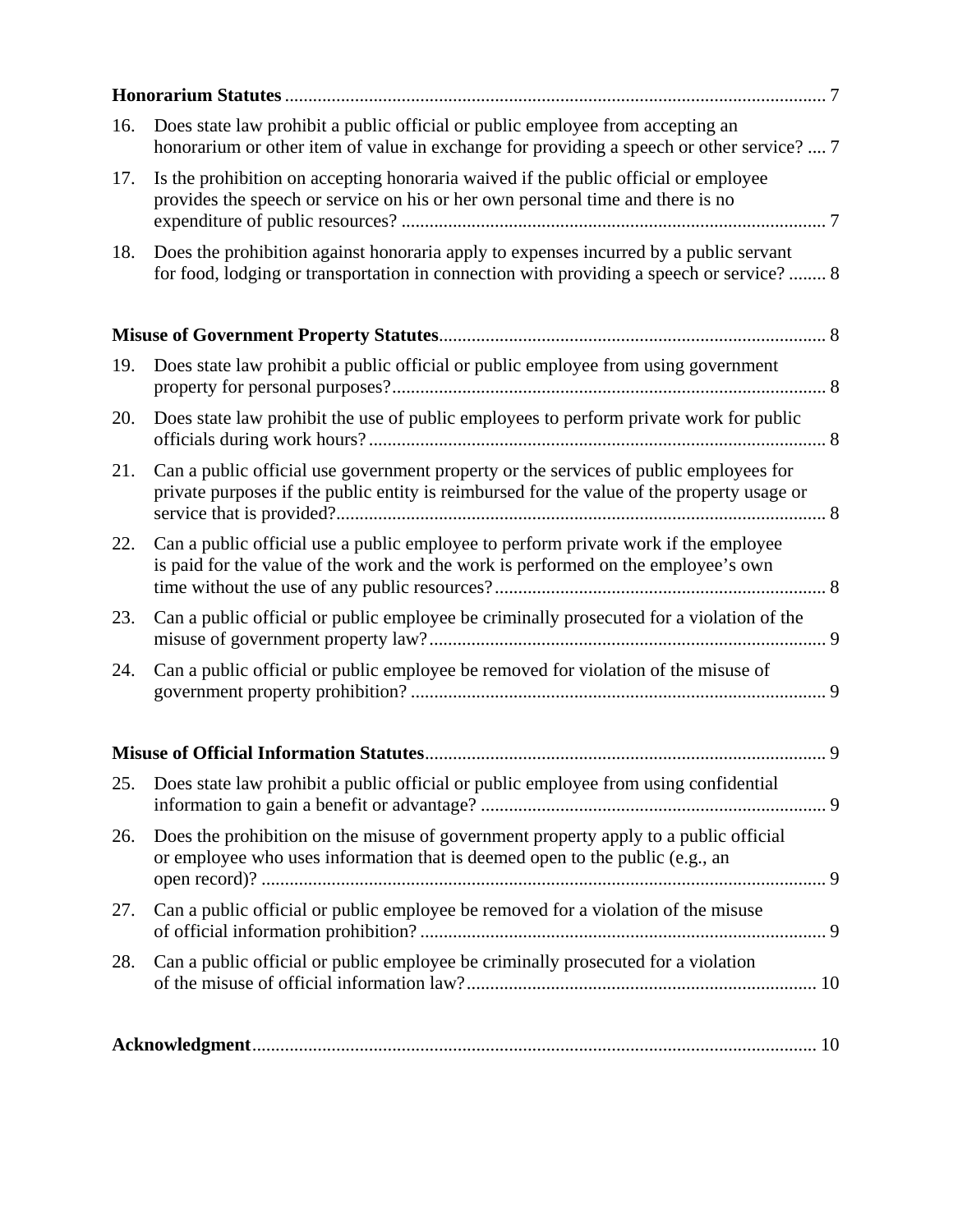**Honorarium Statutes** .................................................................................................................. 7

16. Does state law prohibit a public official or public employee from accepting an honorarium or other item of value in exchange for providing a speech or other service? .... 7

17. Is the prohibition on accepting honoraria waived if the public official or employee provides the speech or service on his or her own personal time and there is no expenditure of public resources? ........................................................................................... 7

18. Does the prohibition against honoraria apply to expenses incurred by a public servant for food, lodging or transportation in connection with providing a speech or service? ........ 8

**Misuse of Government Property Statutes**.................................................................................. 8

19. Does state law prohibit a public official or public employee from using government property for personal purposes?............................................................................................. 8

20. Does state law prohibit the use of public employees to perform private work for public officials during work hours?.................................................................................................. 8

21. Can a public official use government property or the services of public employees for private purposes if the public entity is reimbursed for the value of the property usage or service that is provided?......................................................................................................... 8

22. Can a public official use a public employee to perform private work if the employee is paid for the value of the work and the work is performed on the employee's own time without the use of any public resources?....................................................................... 8

23. Can a public official or public employee be criminally prosecuted for a violation of the misuse of government property law?..................................................................................... 9

24. Can a public official or public employee be removed for violation of the misuse of government property prohibition? ........................................................................................ 9

**Misuse of Official Information Statutes**...................................................................................... 9

25. Does state law prohibit a public official or public employee from using confidential information to gain a benefit or advantage? .......................................................................... 9

26. Does the prohibition on the misuse of government property apply to a public official or employee who uses information that is deemed open to the public (e.g., an open record)? ......................................................................................................................... 9

27. Can a public official or public employee be removed for a violation of the misuse of official information prohibition? ...................................................................................... 9

28. Can a public official or public employee be criminally prosecuted for a violation of the misuse of official information law?........................................................................... 10

**Acknowledgment**......................................................................................................................... 10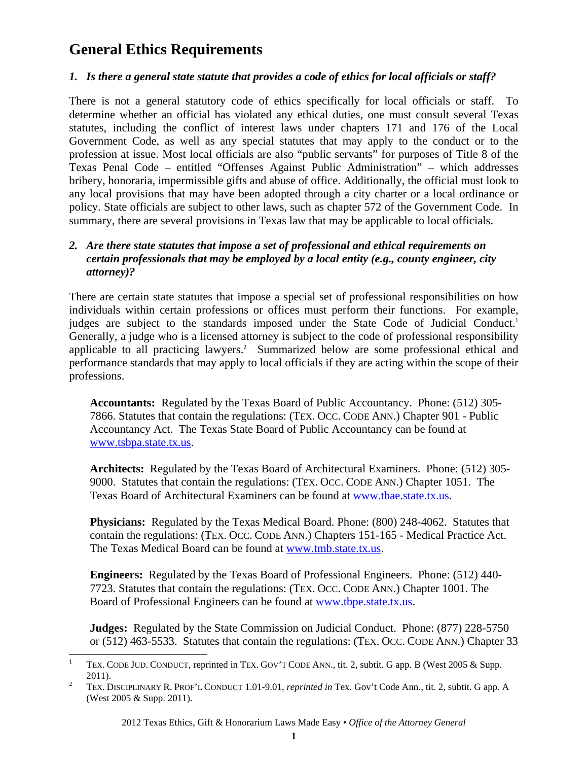# General Ethics Requirements

### *1. Is there a general state statute that provides a code of ethics for local officials or staff?*

There is not a general statutory code of ethics specifically for local officials or staff. To determine whether an official has violated any ethical duties, one must consult several Texas statutes, including the conflict of interest laws under chapters 171 and 176 of the Local Government Code, as well as any special statutes that may apply to the conduct or to the profession at issue. Most local officials are also "public servants" for purposes of Title 8 of the Texas Penal Code – entitled "Offenses Against Public Administration" – which addresses bribery, honoraria, impermissible gifts and abuse of office. Additionally, the official must look to any local provisions that may have been adopted through a city charter or a local ordinance or policy. State officials are subject to other laws, such as chapter 572 of the Government Code. In summary, there are several provisions in Texas law that may be applicable to local officials.

### *2. Are there state statutes that impose a set of professional and ethical requirements on certain professionals that may be employed by a local entity (e.g., county engineer, city attorney)?*

There are certain state statutes that impose a special set of professional responsibilities on how individuals within certain professions or offices must perform their functions. For example, judges are subject to the standards imposed under the State Code of Judicial Conduct.[1] Generally, a judge who is a licensed attorney is subject to the code of professional responsibility applicable to all practicing lawyers.[2] Summarized below are some professional ethical and performance standards that may apply to local officials if they are acting within the scope of their professions.

**Accountants:** Regulated by the Texas Board of Public Accountancy. Phone: (512) 305-7866. Statutes that contain the regulations: (TEX. OCC. CODE ANN.) Chapter 901 - Public Accountancy Act. The Texas State Board of Public Accountancy can be found at www.tsbpa.state.tx.us.

**Architects:** Regulated by the Texas Board of Architectural Examiners. Phone: (512) 305-9000. Statutes that contain the regulations: (TEX. OCC. CODE ANN.) Chapter 1051. The Texas Board of Architectural Examiners can be found at www.tbae.state.tx.us.

**Physicians:** Regulated by the Texas Medical Board. Phone: (800) 248-4062. Statutes that contain the regulations: (TEX. OCC. CODE ANN.) Chapters 151-165 - Medical Practice Act. The Texas Medical Board can be found at www.tmb.state.tx.us.

**Engineers:** Regulated by the Texas Board of Professional Engineers. Phone: (512) 440-7723. Statutes that contain the regulations: (TEX. OCC. CODE ANN.) Chapter 1001. The Board of Professional Engineers can be found at www.tbpe.state.tx.us.

**Judges:** Regulated by the State Commission on Judicial Conduct. Phone: (877) 228-5750 or (512) 463-5533. Statutes that contain the regulations: (TEX. OCC. CODE ANN.) Chapter 33

---

[1] TEX. CODE JUD. CONDUCT, reprinted in TEX. GOV'T CODE ANN., tit. 2, subtit. G app. B (West 2005 & Supp. 2011).

[2] TEX. DISCIPLINARY R. PROF'L CONDUCT 1.01-9.01, *reprinted in* Tex. Gov't Code Ann., tit. 2, subtit. G app. A (West 2005 & Supp. 2011).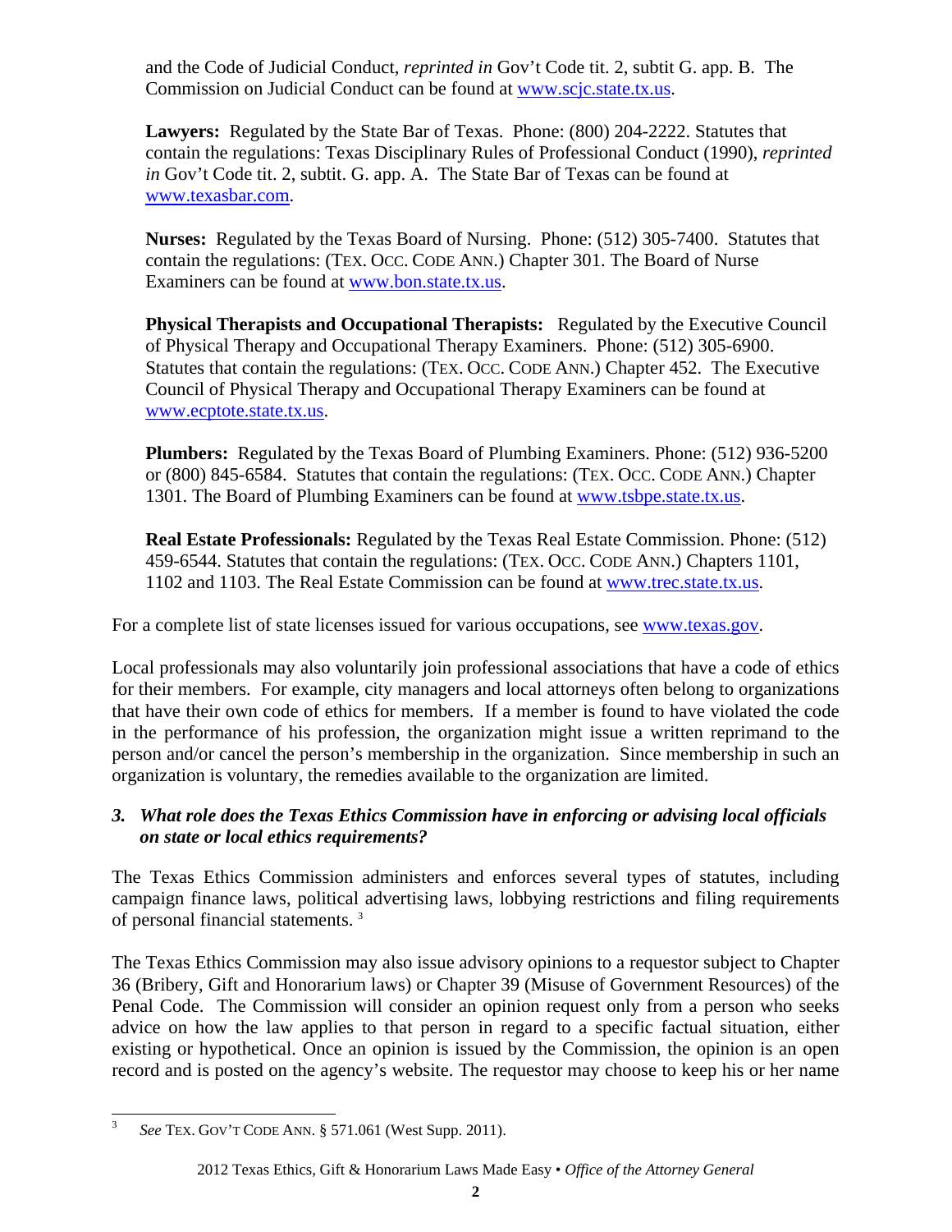and the Code of Judicial Conduct, *reprinted in* Gov't Code tit. 2, subtit G. app. B. The Commission on Judicial Conduct can be found at www.scjc.state.tx.us.

**Lawyers:** Regulated by the State Bar of Texas. Phone: (800) 204-2222. Statutes that contain the regulations: Texas Disciplinary Rules of Professional Conduct (1990), *reprinted in* Gov't Code tit. 2, subtit. G. app. A. The State Bar of Texas can be found at www.texasbar.com.

**Nurses:** Regulated by the Texas Board of Nursing. Phone: (512) 305-7400. Statutes that contain the regulations: (TEX. OCC. CODE ANN.) Chapter 301. The Board of Nurse Examiners can be found at www.bon.state.tx.us.

**Physical Therapists and Occupational Therapists:** Regulated by the Executive Council of Physical Therapy and Occupational Therapy Examiners. Phone: (512) 305-6900. Statutes that contain the regulations: (TEX. OCC. CODE ANN.) Chapter 452. The Executive Council of Physical Therapy and Occupational Therapy Examiners can be found at www.ecptote.state.tx.us.

**Plumbers:** Regulated by the Texas Board of Plumbing Examiners. Phone: (512) 936-5200 or (800) 845-6584. Statutes that contain the regulations: (TEX. OCC. CODE ANN.) Chapter 1301. The Board of Plumbing Examiners can be found at www.tsbpe.state.tx.us.

**Real Estate Professionals:** Regulated by the Texas Real Estate Commission. Phone: (512) 459-6544. Statutes that contain the regulations: (TEX. OCC. CODE ANN.) Chapters 1101, 1102 and 1103. The Real Estate Commission can be found at www.trec.state.tx.us.

For a complete list of state licenses issued for various occupations, see www.texas.gov.

Local professionals may also voluntarily join professional associations that have a code of ethics for their members. For example, city managers and local attorneys often belong to organizations that have their own code of ethics for members. If a member is found to have violated the code in the performance of his profession, the organization might issue a written reprimand to the person and/or cancel the person's membership in the organization. Since membership in such an organization is voluntary, the remedies available to the organization are limited.

### *3. What role does the Texas Ethics Commission have in enforcing or advising local officials on state or local ethics requirements?*

The Texas Ethics Commission administers and enforces several types of statutes, including campaign finance laws, political advertising laws, lobbying restrictions and filing requirements of personal financial statements. [3]

The Texas Ethics Commission may also issue advisory opinions to a requestor subject to Chapter 36 (Bribery, Gift and Honorarium laws) or Chapter 39 (Misuse of Government Resources) of the Penal Code. The Commission will consider an opinion request only from a person who seeks advice on how the law applies to that person in regard to a specific factual situation, either existing or hypothetical. Once an opinion is issued by the Commission, the opinion is an open record and is posted on the agency's website. The requestor may choose to keep his or her name

[3] *See* TEX. GOV'T CODE ANN. § 571.061 (West Supp. 2011).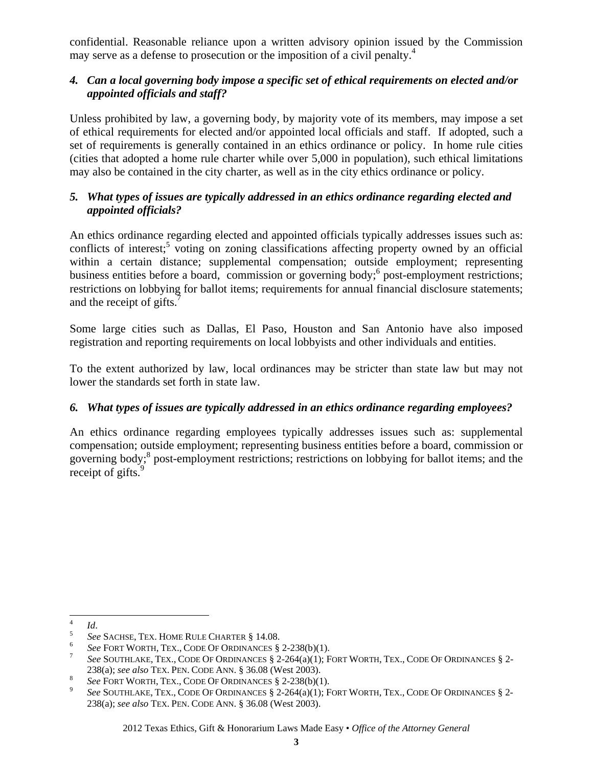confidential. Reasonable reliance upon a written advisory opinion issued by the Commission may serve as a defense to prosecution or the imposition of a civil penalty.[4]

### *4. Can a local governing body impose a specific set of ethical requirements on elected and/or appointed officials and staff?*

Unless prohibited by law, a governing body, by majority vote of its members, may impose a set of ethical requirements for elected and/or appointed local officials and staff. If adopted, such a set of requirements is generally contained in an ethics ordinance or policy. In home rule cities (cities that adopted a home rule charter while over 5,000 in population), such ethical limitations may also be contained in the city charter, as well as in the city ethics ordinance or policy.

### *5. What types of issues are typically addressed in an ethics ordinance regarding elected and appointed officials?*

An ethics ordinance regarding elected and appointed officials typically addresses issues such as: conflicts of interest;[5] voting on zoning classifications affecting property owned by an official within a certain distance; supplemental compensation; outside employment; representing business entities before a board, commission or governing body;[6] post-employment restrictions; restrictions on lobbying for ballot items; requirements for annual financial disclosure statements; and the receipt of gifts.[7]

Some large cities such as Dallas, El Paso, Houston and San Antonio have also imposed registration and reporting requirements on local lobbyists and other individuals and entities.

To the extent authorized by law, local ordinances may be stricter than state law but may not lower the standards set forth in state law.

### *6. What types of issues are typically addressed in an ethics ordinance regarding employees?*

An ethics ordinance regarding employees typically addresses issues such as: supplemental compensation; outside employment; representing business entities before a board, commission or governing body;[8] post-employment restrictions; restrictions on lobbying for ballot items; and the receipt of gifts.[9]

---

[4] *Id.*

[5] *See* SACHSE, TEX. HOME RULE CHARTER § 14.08.

[6] *See* FORT WORTH, TEX., CODE OF ORDINANCES § 2-238(b)(1).

[7] *See* SOUTHLAKE, TEX., CODE OF ORDINANCES § 2-264(a)(1); FORT WORTH, TEX., CODE OF ORDINANCES § 2-238(a); *see also* TEX. PEN. CODE ANN. § 36.08 (West 2003).

[8] *See* FORT WORTH, TEX., CODE OF ORDINANCES § 2-238(b)(1).

[9] *See* SOUTHLAKE, TEX., CODE OF ORDINANCES § 2-264(a)(1); FORT WORTH, TEX., CODE OF ORDINANCES § 2-238(a); *see also* TEX. PEN. CODE ANN. § 36.08 (West 2003).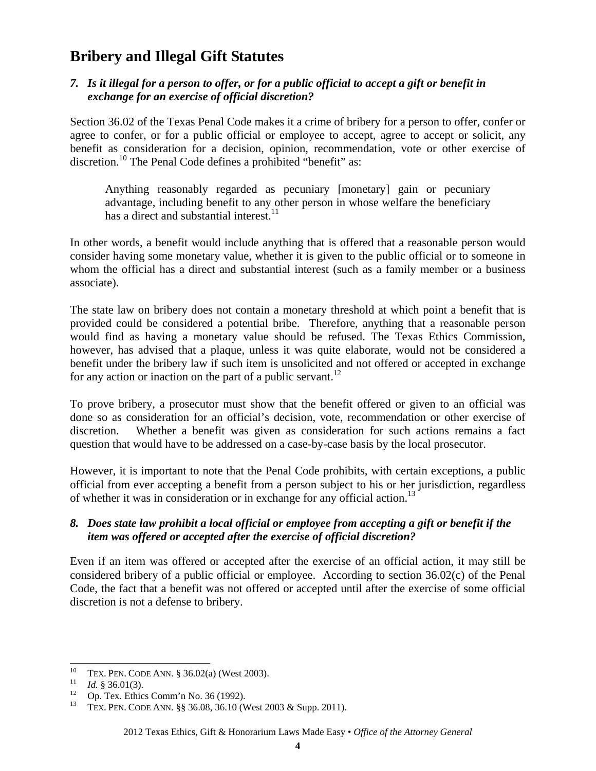## Bribery and Illegal Gift Statutes

### *7. Is it illegal for a person to offer, or for a public official to accept a gift or benefit in exchange for an exercise of official discretion?*

Section 36.02 of the Texas Penal Code makes it a crime of bribery for a person to offer, confer or agree to confer, or for a public official or employee to accept, agree to accept or solicit, any benefit as consideration for a decision, opinion, recommendation, vote or other exercise of discretion.[10] The Penal Code defines a prohibited "benefit" as:

> Anything reasonably regarded as pecuniary [monetary] gain or pecuniary advantage, including benefit to any other person in whose welfare the beneficiary has a direct and substantial interest.[11]

In other words, a benefit would include anything that is offered that a reasonable person would consider having some monetary value, whether it is given to the public official or to someone in whom the official has a direct and substantial interest (such as a family member or a business associate).

The state law on bribery does not contain a monetary threshold at which point a benefit that is provided could be considered a potential bribe. Therefore, anything that a reasonable person would find as having a monetary value should be refused. The Texas Ethics Commission, however, has advised that a plaque, unless it was quite elaborate, would not be considered a benefit under the bribery law if such item is unsolicited and not offered or accepted in exchange for any action or inaction on the part of a public servant.[12]

To prove bribery, a prosecutor must show that the benefit offered or given to an official was done so as consideration for an official's decision, vote, recommendation or other exercise of discretion. Whether a benefit was given as consideration for such actions remains a fact question that would have to be addressed on a case-by-case basis by the local prosecutor.

However, it is important to note that the Penal Code prohibits, with certain exceptions, a public official from ever accepting a benefit from a person subject to his or her jurisdiction, regardless of whether it was in consideration or in exchange for any official action.[13]

### *8. Does state law prohibit a local official or employee from accepting a gift or benefit if the item was offered or accepted after the exercise of official discretion?*

Even if an item was offered or accepted after the exercise of an official action, it may still be considered bribery of a public official or employee. According to section 36.02(c) of the Penal Code, the fact that a benefit was not offered or accepted until after the exercise of some official discretion is not a defense to bribery.

---

[10] TEX. PEN. CODE ANN. § 36.02(a) (West 2003).

[11] *Id.* § 36.01(3).

[12] Op. Tex. Ethics Comm'n No. 36 (1992).

[13] TEX. PEN. CODE ANN. §§ 36.08, 36.10 (West 2003 & Supp. 2011).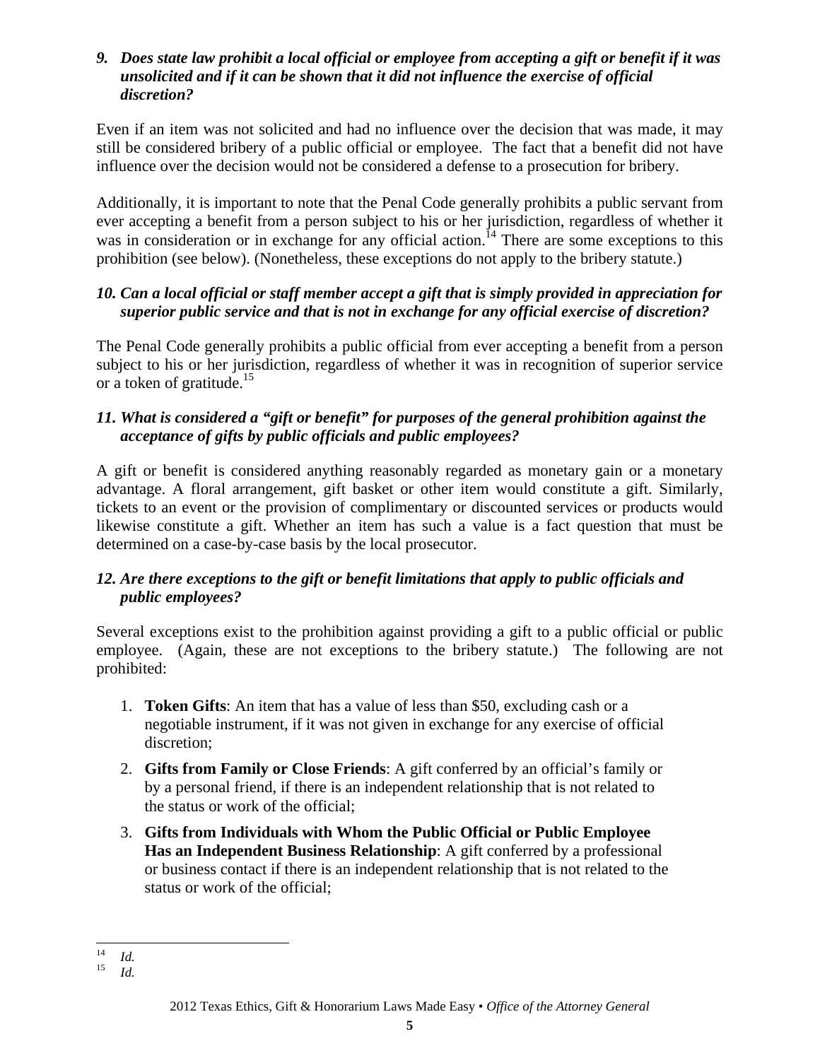### *9. Does state law prohibit a local official or employee from accepting a gift or benefit if it was unsolicited and if it can be shown that it did not influence the exercise of official discretion?*

Even if an item was not solicited and had no influence over the decision that was made, it may still be considered bribery of a public official or employee. The fact that a benefit did not have influence over the decision would not be considered a defense to a prosecution for bribery.

Additionally, it is important to note that the Penal Code generally prohibits a public servant from ever accepting a benefit from a person subject to his or her jurisdiction, regardless of whether it was in consideration or in exchange for any official action.[14] There are some exceptions to this prohibition (see below). (Nonetheless, these exceptions do not apply to the bribery statute.)

### *10. Can a local official or staff member accept a gift that is simply provided in appreciation for superior public service and that is not in exchange for any official exercise of discretion?*

The Penal Code generally prohibits a public official from ever accepting a benefit from a person subject to his or her jurisdiction, regardless of whether it was in recognition of superior service or a token of gratitude.[15]

### *11. What is considered a "gift or benefit" for purposes of the general prohibition against the acceptance of gifts by public officials and public employees?*

A gift or benefit is considered anything reasonably regarded as monetary gain or a monetary advantage. A floral arrangement, gift basket or other item would constitute a gift. Similarly, tickets to an event or the provision of complimentary or discounted services or products would likewise constitute a gift. Whether an item has such a value is a fact question that must be determined on a case-by-case basis by the local prosecutor.

### *12. Are there exceptions to the gift or benefit limitations that apply to public officials and public employees?*

Several exceptions exist to the prohibition against providing a gift to a public official or public employee. (Again, these are not exceptions to the bribery statute.) The following are not prohibited:

1. **Token Gifts**: An item that has a value of less than $50, excluding cash or a negotiable instrument, if it was not given in exchange for any exercise of official discretion;
2. **Gifts from Family or Close Friends**: A gift conferred by an official's family or by a personal friend, if there is an independent relationship that is not related to the status or work of the official;
3. **Gifts from Individuals with Whom the Public Official or Public Employee Has an Independent Business Relationship**: A gift conferred by a professional or business contact if there is an independent relationship that is not related to the status or work of the official;

---

[14] *Id.*

[15] *Id.*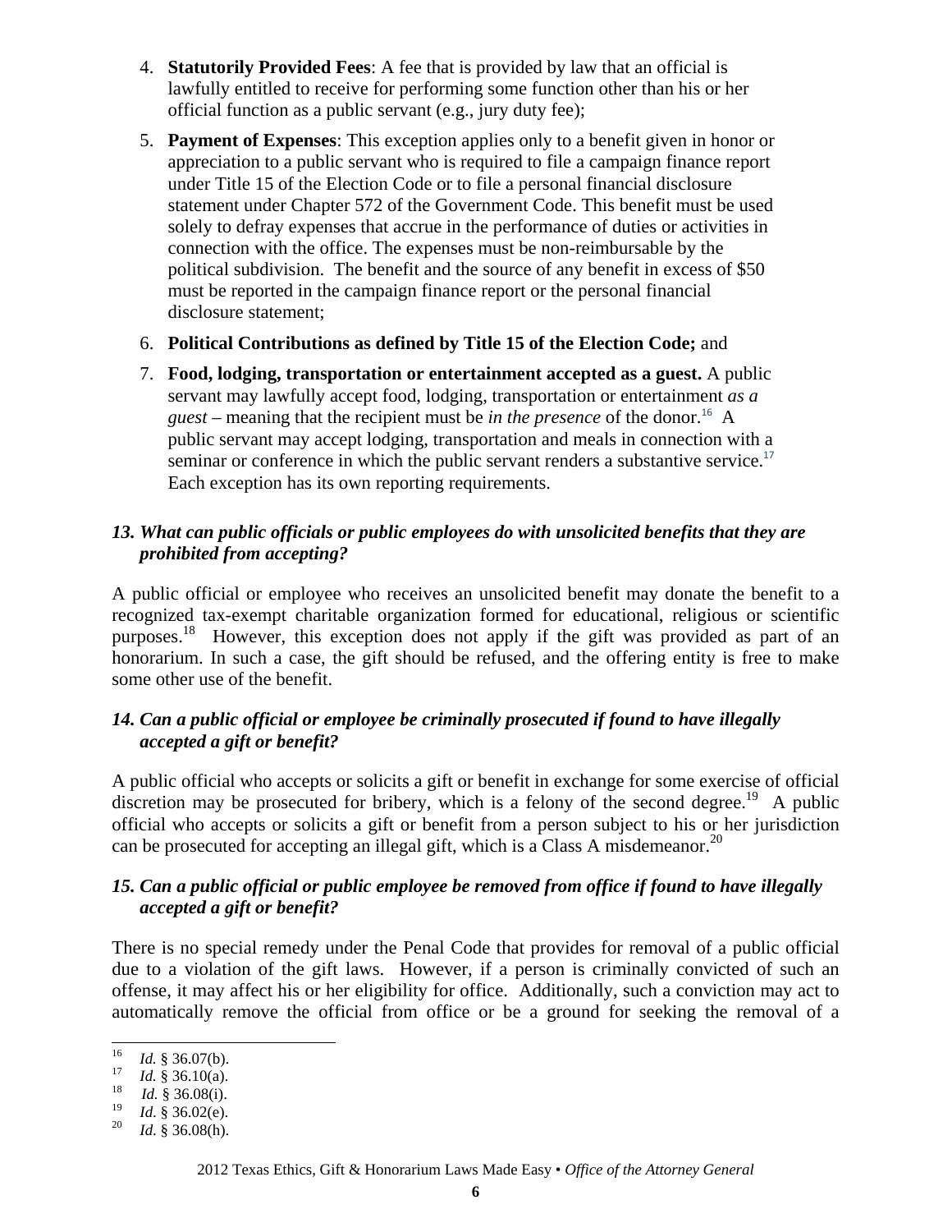4. **Statutorily Provided Fees**: A fee that is provided by law that an official is lawfully entitled to receive for performing some function other than his or her official function as a public servant (e.g., jury duty fee);

5. **Payment of Expenses**: This exception applies only to a benefit given in honor or appreciation to a public servant who is required to file a campaign finance report under Title 15 of the Election Code or to file a personal financial disclosure statement under Chapter 572 of the Government Code. This benefit must be used solely to defray expenses that accrue in the performance of duties or activities in connection with the office. The expenses must be non-reimbursable by the political subdivision. The benefit and the source of any benefit in excess of $50 must be reported in the campaign finance report or the personal financial disclosure statement;

6. **Political Contributions as defined by Title 15 of the Election Code;** and

7. **Food, lodging, transportation or entertainment accepted as a guest.** A public servant may lawfully accept food, lodging, transportation or entertainment *as a guest* – meaning that the recipient must be *in the presence* of the donor.[16] A public servant may accept lodging, transportation and meals in connection with a seminar or conference in which the public servant renders a substantive service.[17] Each exception has its own reporting requirements.

### *13. What can public officials or public employees do with unsolicited benefits that they are prohibited from accepting?*

A public official or employee who receives an unsolicited benefit may donate the benefit to a recognized tax-exempt charitable organization formed for educational, religious or scientific purposes.[18] However, this exception does not apply if the gift was provided as part of an honorarium. In such a case, the gift should be refused, and the offering entity is free to make some other use of the benefit.

### *14. Can a public official or employee be criminally prosecuted if found to have illegally accepted a gift or benefit?*

A public official who accepts or solicits a gift or benefit in exchange for some exercise of official discretion may be prosecuted for bribery, which is a felony of the second degree.[19] A public official who accepts or solicits a gift or benefit from a person subject to his or her jurisdiction can be prosecuted for accepting an illegal gift, which is a Class A misdemeanor.[20]

### *15. Can a public official or public employee be removed from office if found to have illegally accepted a gift or benefit?*

There is no special remedy under the Penal Code that provides for removal of a public official due to a violation of the gift laws. However, if a person is criminally convicted of such an offense, it may affect his or her eligibility for office. Additionally, such a conviction may act to automatically remove the official from office or be a ground for seeking the removal of a

---

[16] *Id.* § 36.07(b).

[17] *Id.* § 36.10(a).

[18] *Id.* § 36.08(i).

[19] *Id.* § 36.02(e).

[20] *Id.* § 36.08(h).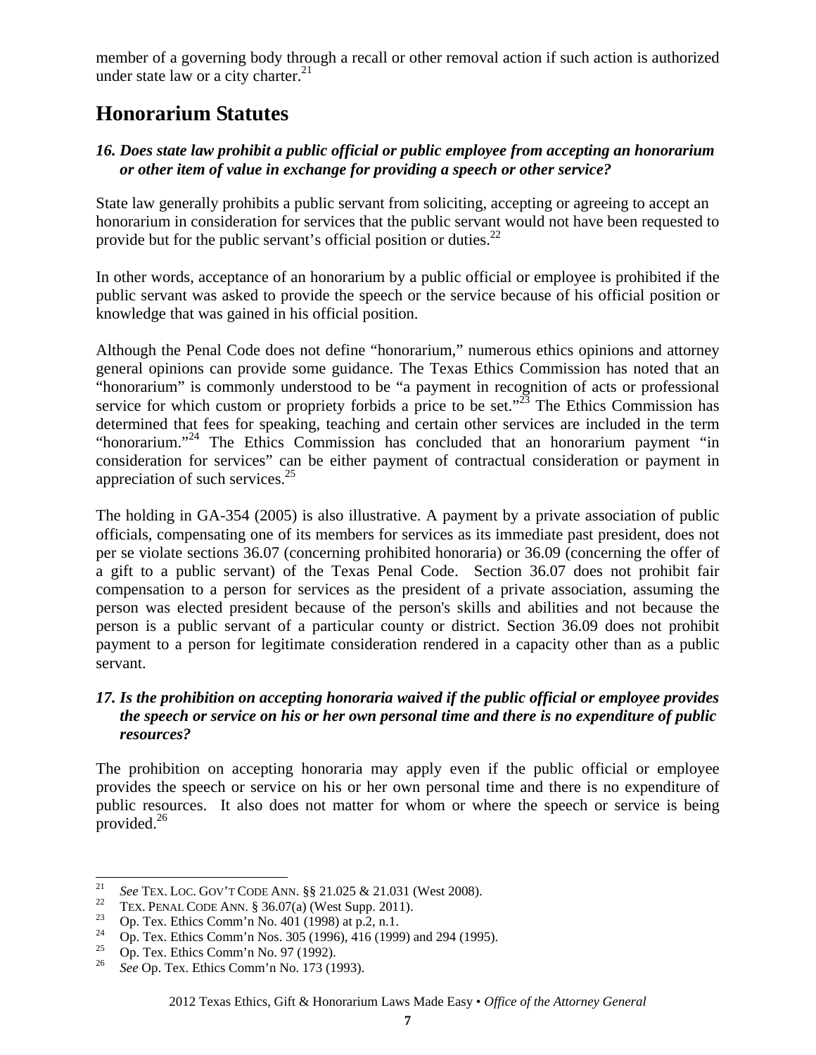member of a governing body through a recall or other removal action if such action is authorized under state law or a city charter.[21]

## Honorarium Statutes

### *16. Does state law prohibit a public official or public employee from accepting an honorarium or other item of value in exchange for providing a speech or other service?*

State law generally prohibits a public servant from soliciting, accepting or agreeing to accept an honorarium in consideration for services that the public servant would not have been requested to provide but for the public servant's official position or duties.[22]

In other words, acceptance of an honorarium by a public official or employee is prohibited if the public servant was asked to provide the speech or the service because of his official position or knowledge that was gained in his official position.

Although the Penal Code does not define "honorarium," numerous ethics opinions and attorney general opinions can provide some guidance. The Texas Ethics Commission has noted that an "honorarium" is commonly understood to be "a payment in recognition of acts or professional service for which custom or propriety forbids a price to be set."[23] The Ethics Commission has determined that fees for speaking, teaching and certain other services are included in the term "honorarium."[24] The Ethics Commission has concluded that an honorarium payment "in consideration for services" can be either payment of contractual consideration or payment in appreciation of such services.[25]

The holding in GA-354 (2005) is also illustrative. A payment by a private association of public officials, compensating one of its members for services as its immediate past president, does not per se violate sections 36.07 (concerning prohibited honoraria) or 36.09 (concerning the offer of a gift to a public servant) of the Texas Penal Code. Section 36.07 does not prohibit fair compensation to a person for services as the president of a private association, assuming the person was elected president because of the person's skills and abilities and not because the person is a public servant of a particular county or district. Section 36.09 does not prohibit payment to a person for legitimate consideration rendered in a capacity other than as a public servant.

### *17. Is the prohibition on accepting honoraria waived if the public official or employee provides the speech or service on his or her own personal time and there is no expenditure of public resources?*

The prohibition on accepting honoraria may apply even if the public official or employee provides the speech or service on his or her own personal time and there is no expenditure of public resources. It also does not matter for whom or where the speech or service is being provided.[26]

---

[21] *See* TEX. LOC. GOV'T CODE ANN. §§ 21.025 & 21.031 (West 2008).

[22] TEX. PENAL CODE ANN. § 36.07(a) (West Supp. 2011).

[23] Op. Tex. Ethics Comm'n No. 401 (1998) at p.2, n.1.

[24] Op. Tex. Ethics Comm'n Nos. 305 (1996), 416 (1999) and 294 (1995).

[25] Op. Tex. Ethics Comm'n No. 97 (1992).

[26] *See* Op. Tex. Ethics Comm'n No. 173 (1993).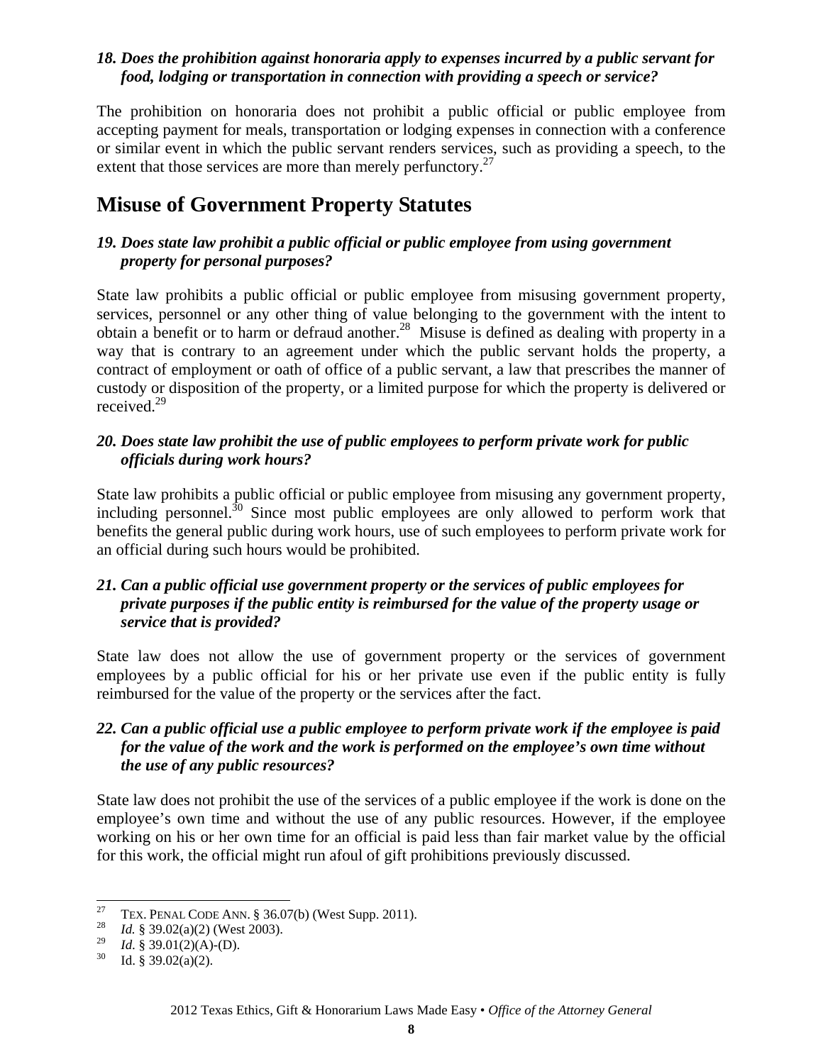*18. Does the prohibition against honoraria apply to expenses incurred by a public servant for food, lodging or transportation in connection with providing a speech or service?*

The prohibition on honoraria does not prohibit a public official or public employee from accepting payment for meals, transportation or lodging expenses in connection with a conference or similar event in which the public servant renders services, such as providing a speech, to the extent that those services are more than merely perfunctory.[27]

## Misuse of Government Property Statutes

*19. Does state law prohibit a public official or public employee from using government property for personal purposes?*

State law prohibits a public official or public employee from misusing government property, services, personnel or any other thing of value belonging to the government with the intent to obtain a benefit or to harm or defraud another.[28] Misuse is defined as dealing with property in a way that is contrary to an agreement under which the public servant holds the property, a contract of employment or oath of office of a public servant, a law that prescribes the manner of custody or disposition of the property, or a limited purpose for which the property is delivered or received.[29]

*20. Does state law prohibit the use of public employees to perform private work for public officials during work hours?*

State law prohibits a public official or public employee from misusing any government property, including personnel.[30] Since most public employees are only allowed to perform work that benefits the general public during work hours, use of such employees to perform private work for an official during such hours would be prohibited.

*21. Can a public official use government property or the services of public employees for private purposes if the public entity is reimbursed for the value of the property usage or service that is provided?*

State law does not allow the use of government property or the services of government employees by a public official for his or her private use even if the public entity is fully reimbursed for the value of the property or the services after the fact.

*22. Can a public official use a public employee to perform private work if the employee is paid for the value of the work and the work is performed on the employee's own time without the use of any public resources?*

State law does not prohibit the use of the services of a public employee if the work is done on the employee's own time and without the use of any public resources. However, if the employee working on his or her own time for an official is paid less than fair market value by the official for this work, the official might run afoul of gift prohibitions previously discussed.

---

[27] TEX. PENAL CODE ANN. § 36.07(b) (West Supp. 2011).

[28] *Id.* § 39.02(a)(2) (West 2003).

[29] *Id.* § 39.01(2)(A)-(D).

[30] Id. § 39.02(a)(2).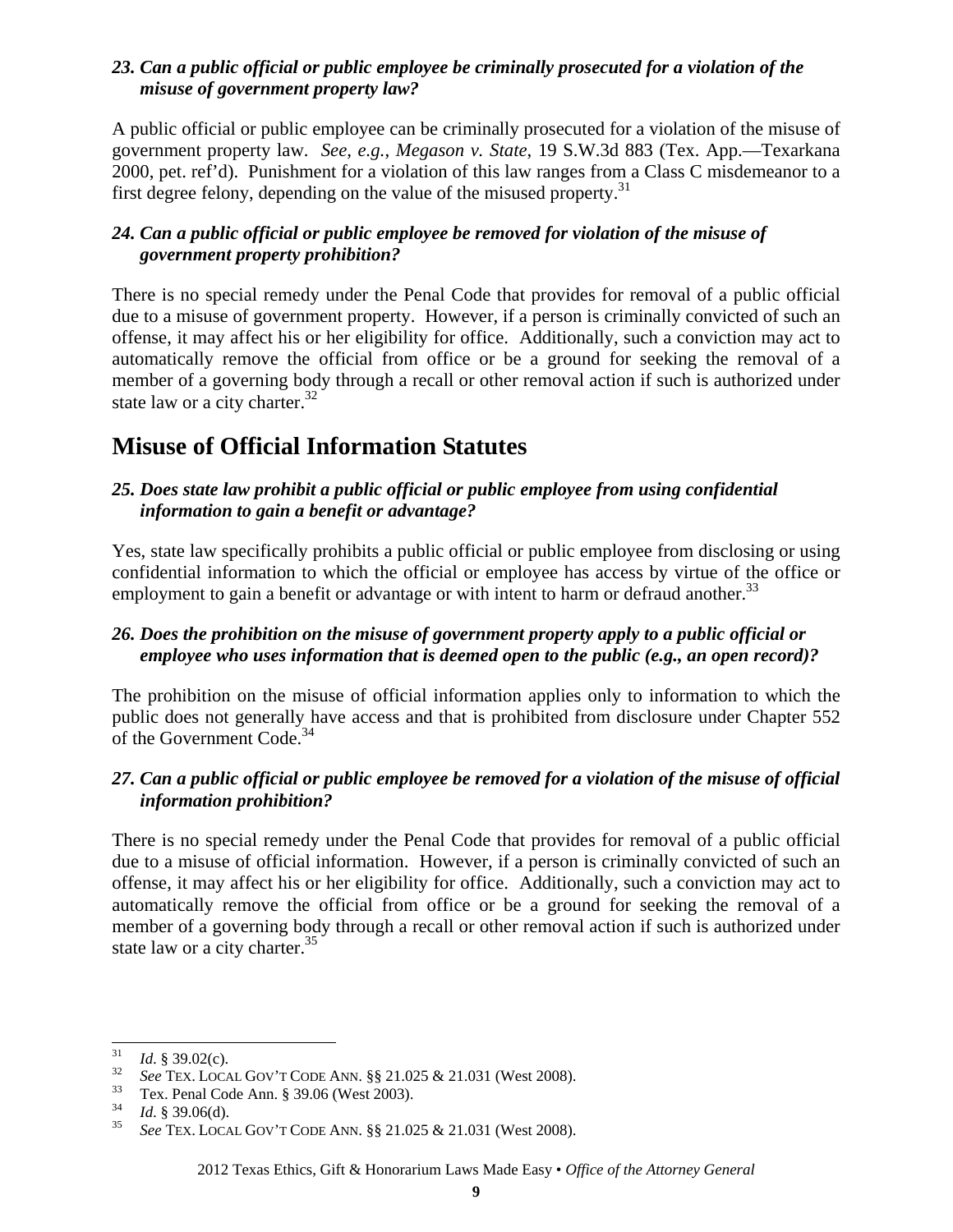***23. Can a public official or public employee be criminally prosecuted for a violation of the misuse of government property law?***

A public official or public employee can be criminally prosecuted for a violation of the misuse of government property law. *See, e.g.*, *Megason v. State*, 19 S.W.3d 883 (Tex. App.—Texarkana 2000, pet. ref'd). Punishment for a violation of this law ranges from a Class C misdemeanor to a first degree felony, depending on the value of the misused property.[31]

***24. Can a public official or public employee be removed for violation of the misuse of government property prohibition?***

There is no special remedy under the Penal Code that provides for removal of a public official due to a misuse of government property. However, if a person is criminally convicted of such an offense, it may affect his or her eligibility for office. Additionally, such a conviction may act to automatically remove the official from office or be a ground for seeking the removal of a member of a governing body through a recall or other removal action if such is authorized under state law or a city charter.[32]

# Misuse of Official Information Statutes

***25. Does state law prohibit a public official or public employee from using confidential information to gain a benefit or advantage?***

Yes, state law specifically prohibits a public official or public employee from disclosing or using confidential information to which the official or employee has access by virtue of the office or employment to gain a benefit or advantage or with intent to harm or defraud another.[33]

***26. Does the prohibition on the misuse of government property apply to a public official or employee who uses information that is deemed open to the public (e.g., an open record)?***

The prohibition on the misuse of official information applies only to information to which the public does not generally have access and that is prohibited from disclosure under Chapter 552 of the Government Code.[34]

***27. Can a public official or public employee be removed for a violation of the misuse of official information prohibition?***

There is no special remedy under the Penal Code that provides for removal of a public official due to a misuse of official information. However, if a person is criminally convicted of such an offense, it may affect his or her eligibility for office. Additionally, such a conviction may act to automatically remove the official from office or be a ground for seeking the removal of a member of a governing body through a recall or other removal action if such is authorized under state law or a city charter.[35]

---

[31] *Id.* § 39.02(c).

[32] *See* TEX. LOCAL GOV'T CODE ANN. §§ 21.025 & 21.031 (West 2008).

[33] Tex. Penal Code Ann. § 39.06 (West 2003).

[34] *Id.* § 39.06(d).

[35] *See* TEX. LOCAL GOV'T CODE ANN. §§ 21.025 & 21.031 (West 2008).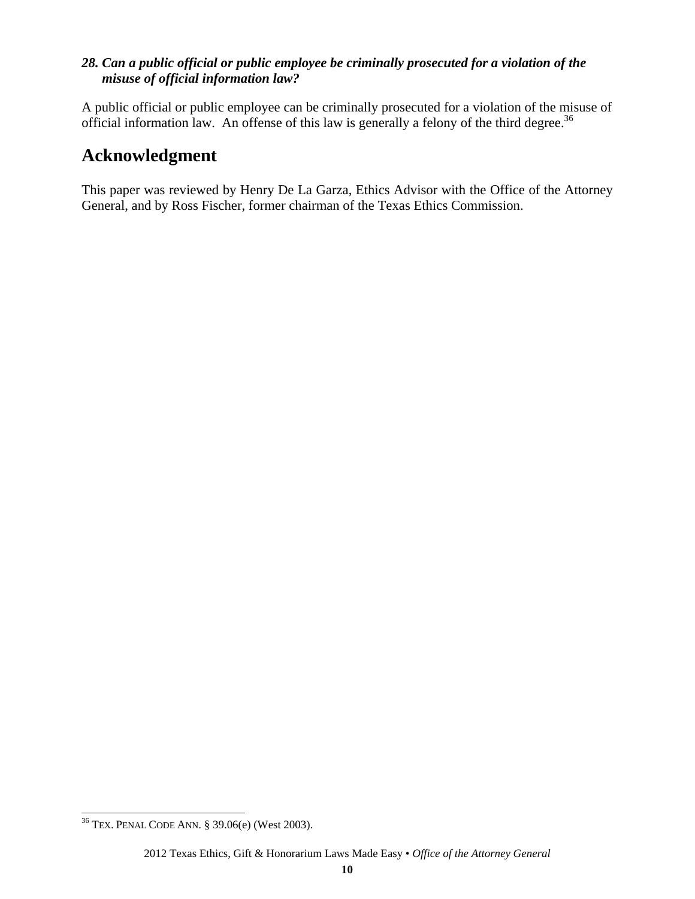***28. Can a public official or public employee be criminally prosecuted for a violation of the misuse of official information law?***

A public official or public employee can be criminally prosecuted for a violation of the misuse of official information law. An offense of this law is generally a felony of the third degree.[36]

## Acknowledgment

This paper was reviewed by Henry De La Garza, Ethics Advisor with the Office of the Attorney General, and by Ross Fischer, former chairman of the Texas Ethics Commission.

[36] TEX. PENAL CODE ANN. § 39.06(e) (West 2003).